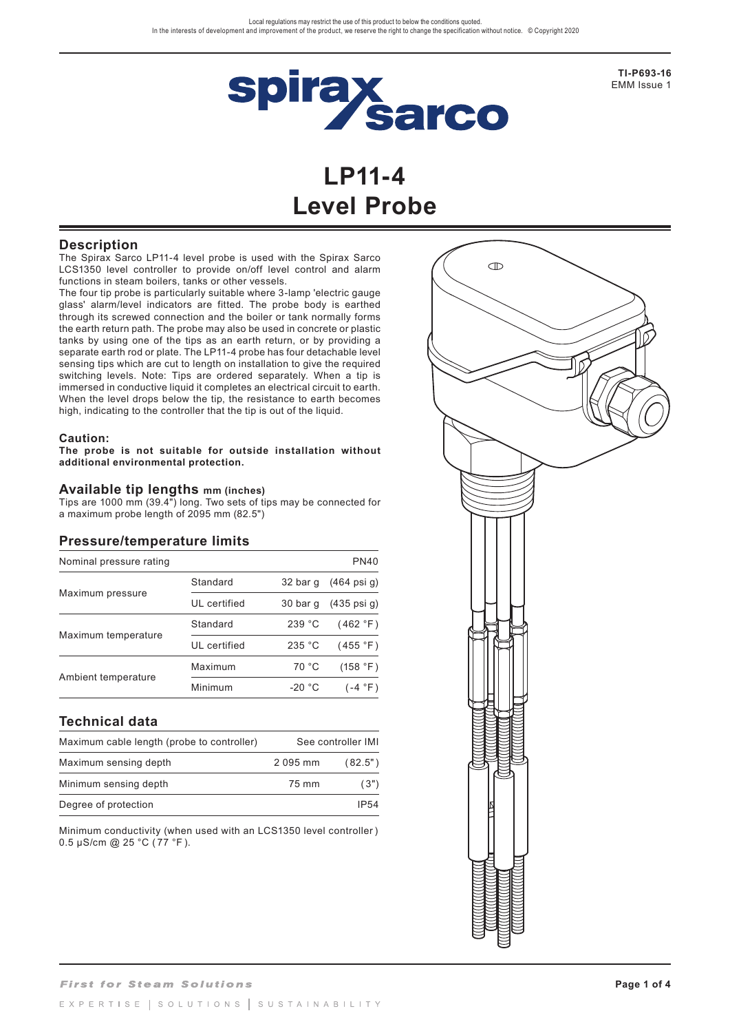Local regulations may restrict the use of this product to below the conditions quoted.
In the interests of development and improvement of the product, we reserve the right to change the specification without notice. © Copyright 2020

**TI-P693-16**
EMM Issue 1

# LP11-4
# Level Probe

## Description

The Spirax Sarco LP11-4 level probe is used with the Spirax Sarco LCS1350 level controller to provide on/off level control and alarm functions in steam boilers, tanks or other vessels.

The four tip probe is particularly suitable where 3-lamp 'electric gauge glass' alarm/level indicators are fitted. The probe body is earthed through its screwed connection and the boiler or tank normally forms the earth return path. The probe may also be used in concrete or plastic tanks by using one of the tips as an earth return, or by providing a separate earth rod or plate. The LP11-4 probe has four detachable level sensing tips which are cut to length on installation to give the required switching levels. Note: Tips are ordered separately. When a tip is immersed in conductive liquid it completes an electrical circuit to earth. When the level drops below the tip, the resistance to earth becomes high, indicating to the controller that the tip is out of the liquid.

### Caution:

**The probe is not suitable for outside installation without additional environmental protection.**

## Available tip lengths mm (inches)

Tips are 1000 mm (39.4") long. Two sets of tips may be connected for a maximum probe length of 2095 mm (82.5")

## Pressure/temperature limits

| Nominal pressure rating | | | PN40 |
|---|---|---|---|
| Maximum pressure | Standard | 32 bar g | (464 psi g) |
| | UL certified | 30 bar g | (435 psi g) |
| Maximum temperature | Standard | 239 °C | (462 °F) |
| | UL certified | 235 °C | (455 °F) |
| Ambient temperature | Maximum | 70 °C | (158 °F) |
| | Minimum | -20 °C | (-4 °F) |

## Technical data

| Maximum cable length (probe to controller) | See controller IMI | |
|---|---|---|
| Maximum sensing depth | 2 095 mm | (82.5") |
| Minimum sensing depth | 75 mm | (3") |
| Degree of protection | | IP54 |

Minimum conductivity (when used with an LCS1350 level controller) 0.5 μS/cm @ 25 °C (77 °F).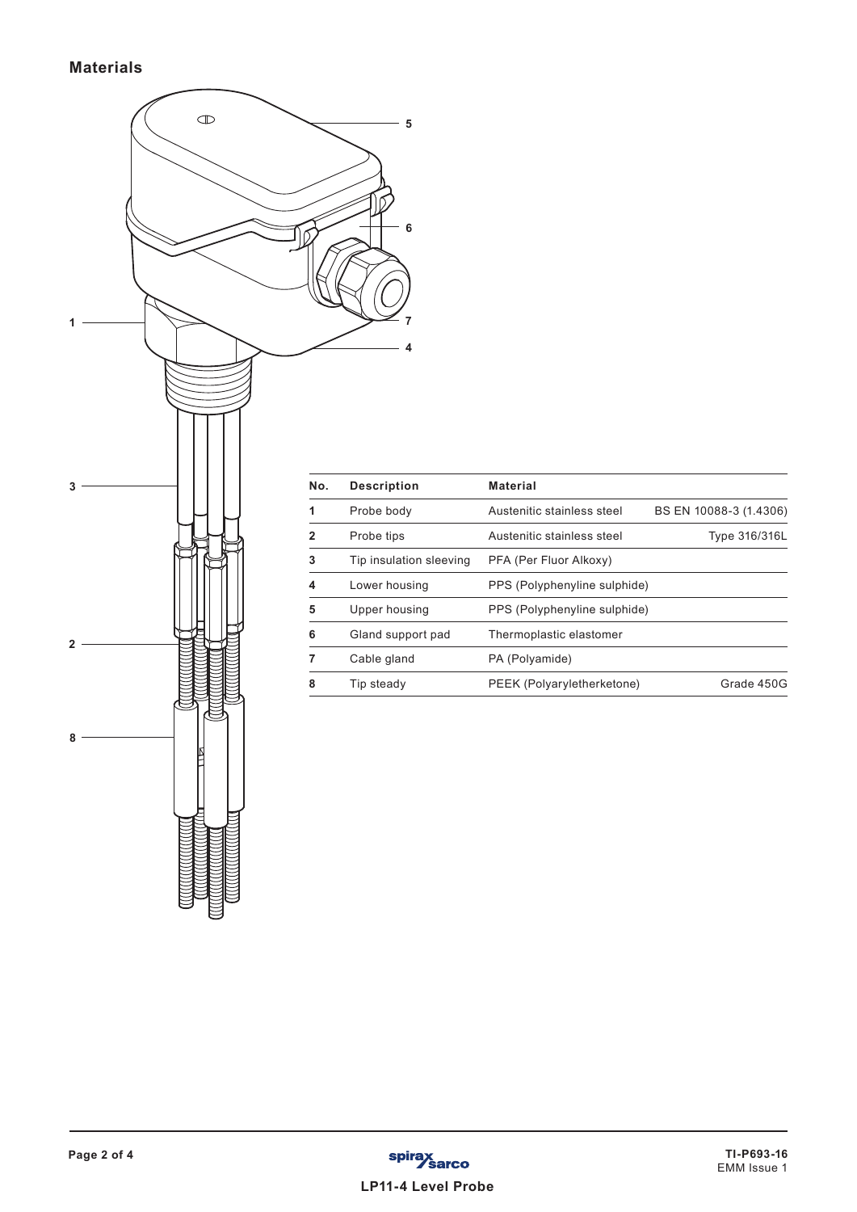## Materials

| No. | Description | Material | |
|---|---|---|---|
| 1 | Probe body | Austenitic stainless steel | BS EN 10088-3 (1.4306) |
| 2 | Probe tips | Austenitic stainless steel | Type 316/316L |
| 3 | Tip insulation sleeving | PFA (Per Fluor Alkoxy) | |
| 4 | Lower housing | PPS (Polyphenyline sulphide) | |
| 5 | Upper housing | PPS (Polyphenyline sulphide) | |
| 6 | Gland support pad | Thermoplastic elastomer | |
| 7 | Cable gland | PA (Polyamide) | |
| 8 | Tip steady | PEEK (Polyaryletherketone) | Grade 450G |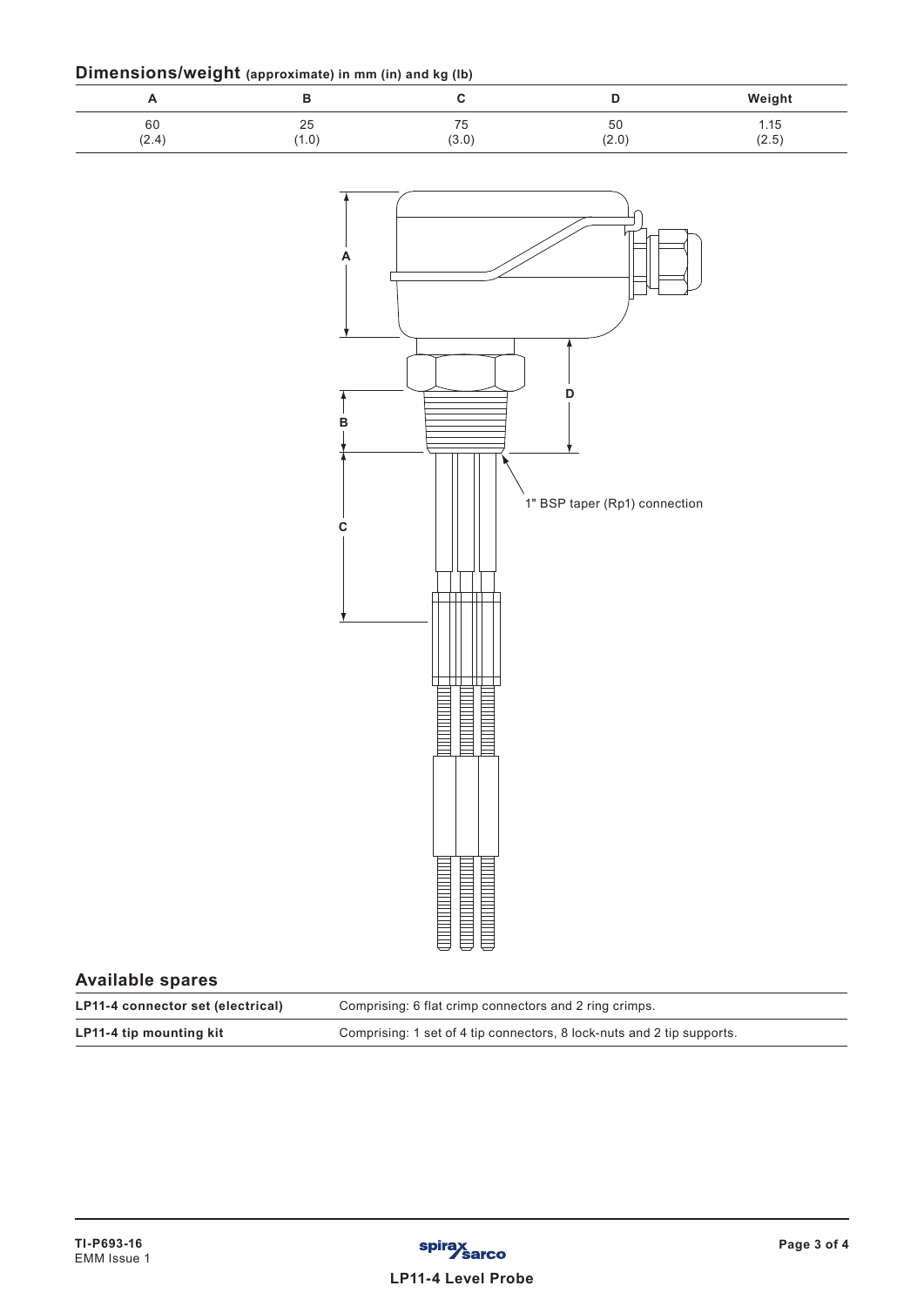## Dimensions/weight (approximate) in mm (in) and kg (lb)

| A | B | C | D | Weight |
|---|---|---|---|---|
| 60 (2.4) | 25 (1.0) | 75 (3.0) | 50 (2.0) | 1.15 (2.5) |

1" BSP taper (Rp1) connection

## Available spares

| | |
|---|---|
| **LP11-4 connector set (electrical)** | Comprising: 6 flat crimp connectors and 2 ring crimps. |
| **LP11-4 tip mounting kit** | Comprising: 1 set of 4 tip connectors, 8 lock-nuts and 2 tip supports. |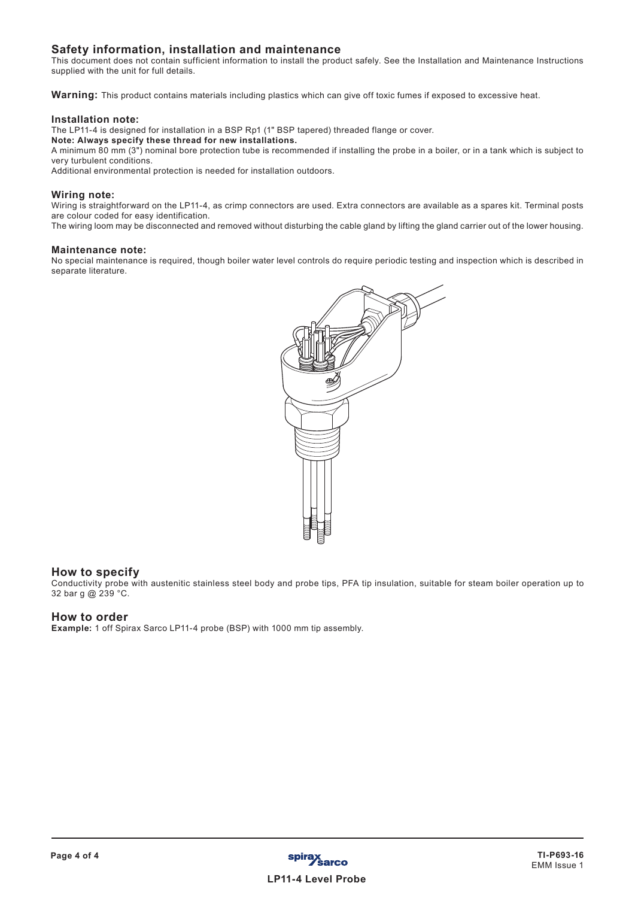## Safety information, installation and maintenance

This document does not contain sufficient information to install the product safely. See the Installation and Maintenance Instructions supplied with the unit for full details.

**Warning:** This product contains materials including plastics which can give off toxic fumes if exposed to excessive heat.

### Installation note:

The LP11-4 is designed for installation in a BSP Rp1 (1" BSP tapered) threaded flange or cover.

**Note: Always specify these thread for new installations.**

A minimum 80 mm (3") nominal bore protection tube is recommended if installing the probe in a boiler, or in a tank which is subject to very turbulent conditions.

Additional environmental protection is needed for installation outdoors.

### Wiring note:

Wiring is straightforward on the LP11-4, as crimp connectors are used. Extra connectors are available as a spares kit. Terminal posts are colour coded for easy identification.

The wiring loom may be disconnected and removed without disturbing the cable gland by lifting the gland carrier out of the lower housing.

### Maintenance note:

No special maintenance is required, though boiler water level controls do require periodic testing and inspection which is described in separate literature.

## How to specify

Conductivity probe with austenitic stainless steel body and probe tips, PFA tip insulation, suitable for steam boiler operation up to 32 bar g @ 239 °C.

## How to order

**Example:** 1 off Spirax Sarco LP11-4 probe (BSP) with 1000 mm tip assembly.